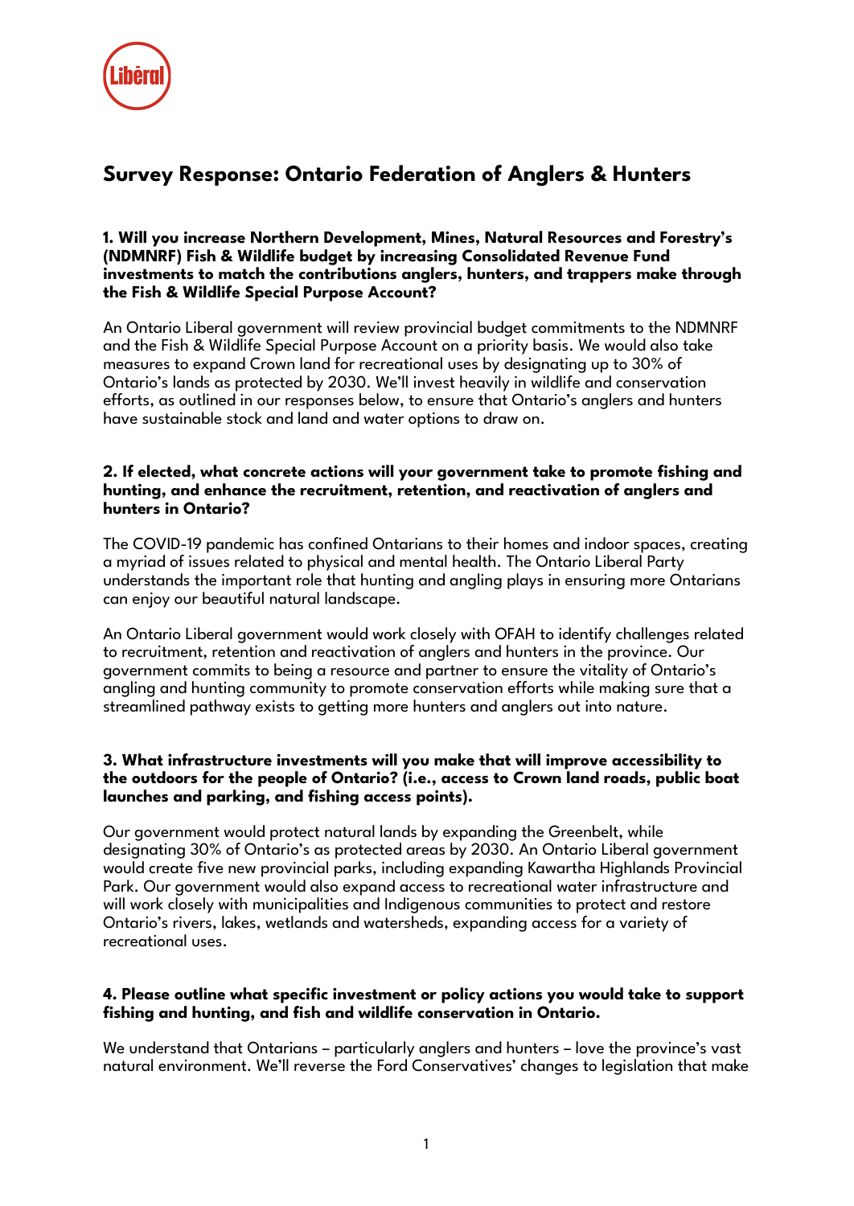# Survey Response: Ontario Federation of Anglers & Hunters

**1. Will you increase Northern Development, Mines, Natural Resources and Forestry's (NDMNRF) Fish & Wildlife budget by increasing Consolidated Revenue Fund investments to match the contributions anglers, hunters, and trappers make through the Fish & Wildlife Special Purpose Account?**

An Ontario Liberal government will review provincial budget commitments to the NDMNRF and the Fish & Wildlife Special Purpose Account on a priority basis. We would also take measures to expand Crown land for recreational uses by designating up to 30% of Ontario's lands as protected by 2030. We'll invest heavily in wildlife and conservation efforts, as outlined in our responses below, to ensure that Ontario's anglers and hunters have sustainable stock and land and water options to draw on.

**2. If elected, what concrete actions will your government take to promote fishing and hunting, and enhance the recruitment, retention, and reactivation of anglers and hunters in Ontario?**

The COVID-19 pandemic has confined Ontarians to their homes and indoor spaces, creating a myriad of issues related to physical and mental health. The Ontario Liberal Party understands the important role that hunting and angling plays in ensuring more Ontarians can enjoy our beautiful natural landscape.

An Ontario Liberal government would work closely with OFAH to identify challenges related to recruitment, retention and reactivation of anglers and hunters in the province. Our government commits to being a resource and partner to ensure the vitality of Ontario's angling and hunting community to promote conservation efforts while making sure that a streamlined pathway exists to getting more hunters and anglers out into nature.

**3. What infrastructure investments will you make that will improve accessibility to the outdoors for the people of Ontario? (i.e., access to Crown land roads, public boat launches and parking, and fishing access points).**

Our government would protect natural lands by expanding the Greenbelt, while designating 30% of Ontario's as protected areas by 2030. An Ontario Liberal government would create five new provincial parks, including expanding Kawartha Highlands Provincial Park. Our government would also expand access to recreational water infrastructure and will work closely with municipalities and Indigenous communities to protect and restore Ontario's rivers, lakes, wetlands and watersheds, expanding access for a variety of recreational uses.

**4. Please outline what specific investment or policy actions you would take to support fishing and hunting, and fish and wildlife conservation in Ontario.**

We understand that Ontarians – particularly anglers and hunters – love the province's vast natural environment. We'll reverse the Ford Conservatives' changes to legislation that make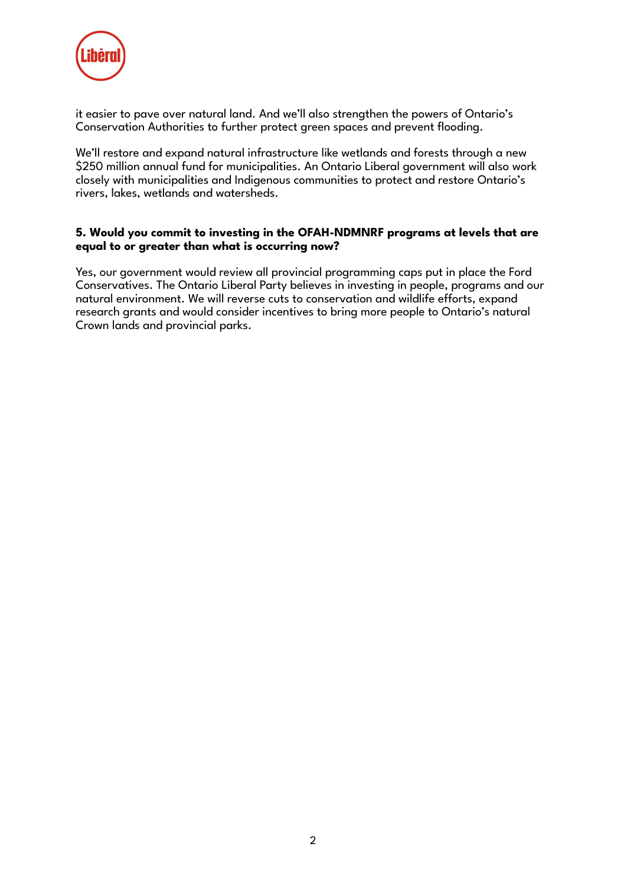it easier to pave over natural land. And we'll also strengthen the powers of Ontario's Conservation Authorities to further protect green spaces and prevent flooding.

We'll restore and expand natural infrastructure like wetlands and forests through a new $250 million annual fund for municipalities. An Ontario Liberal government will also work closely with municipalities and Indigenous communities to protect and restore Ontario's rivers, lakes, wetlands and watersheds.

**5. Would you commit to investing in the OFAH-NDMNRF programs at levels that are equal to or greater than what is occurring now?**

Yes, our government would review all provincial programming caps put in place the Ford Conservatives. The Ontario Liberal Party believes in investing in people, programs and our natural environment. We will reverse cuts to conservation and wildlife efforts, expand research grants and would consider incentives to bring more people to Ontario's natural Crown lands and provincial parks.